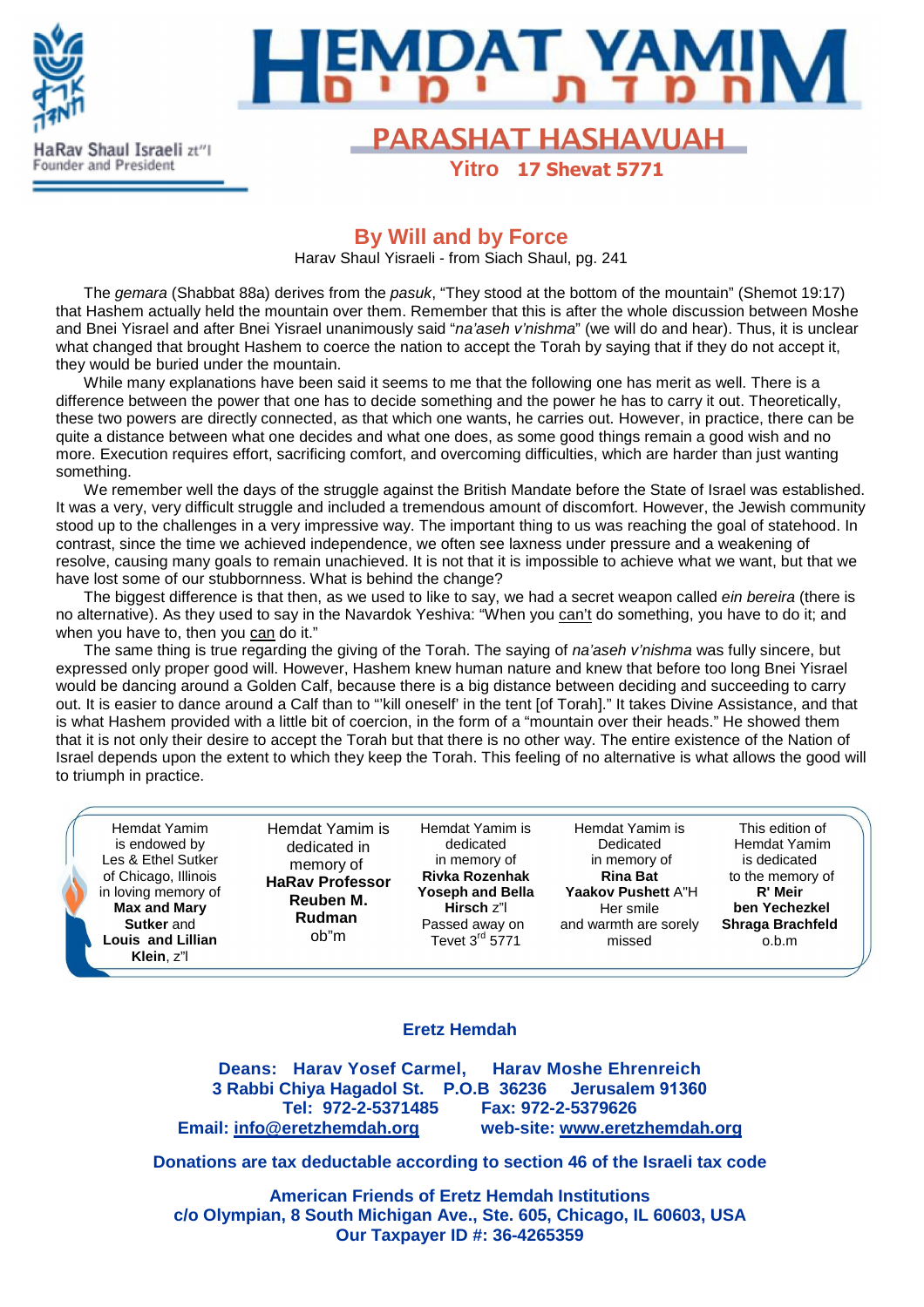HaRav Shaul Israeli zt"l
Founder and President

# HEMDAT YAMIM

## PARASHAT HASHAVUAH

**Yitro 17 Shevat 5771**

## By Will and by Force

Harav Shaul Yisraeli - from Siach Shaul, pg. 241

The *gemara* (Shabbat 88a) derives from the *pasuk*, "They stood at the bottom of the mountain" (Shemot 19:17) that Hashem actually held the mountain over them. Remember that this is after the whole discussion between Moshe and Bnei Yisrael and after Bnei Yisrael unanimously said "*na'aseh v'nishma*" (we will do and hear). Thus, it is unclear what changed that brought Hashem to coerce the nation to accept the Torah by saying that if they do not accept it, they would be buried under the mountain.

While many explanations have been said it seems to me that the following one has merit as well. There is a difference between the power that one has to decide something and the power he has to carry it out. Theoretically, these two powers are directly connected, as that which one wants, he carries out. However, in practice, there can be quite a distance between what one decides and what one does, as some good things remain a good wish and no more. Execution requires effort, sacrificing comfort, and overcoming difficulties, which are harder than just wanting something.

We remember well the days of the struggle against the British Mandate before the State of Israel was established. It was a very, very difficult struggle and included a tremendous amount of discomfort. However, the Jewish community stood up to the challenges in a very impressive way. The important thing to us was reaching the goal of statehood. In contrast, since the time we achieved independence, we often see laxness under pressure and a weakening of resolve, causing many goals to remain unachieved. It is not that it is impossible to achieve what we want, but that we have lost some of our stubbornness. What is behind the change?

The biggest difference is that then, as we used to like to say, we had a secret weapon called *ein bereira* (there is no alternative). As they used to say in the Navardok Yeshiva: "When you can't do something, you have to do it; and when you have to, then you can do it."

The same thing is true regarding the giving of the Torah. The saying of *na'aseh v'nishma* was fully sincere, but expressed only proper good will. However, Hashem knew human nature and knew that before too long Bnei Yisrael would be dancing around a Golden Calf, because there is a big distance between deciding and succeeding to carry out. It is easier to dance around a Calf than to "'kill oneself' in the tent [of Torah]." It takes Divine Assistance, and that is what Hashem provided with a little bit of coercion, in the form of a "mountain over their heads." He showed them that it is not only their desire to accept the Torah but that there is no other way. The entire existence of the Nation of Israel depends upon the extent to which they keep the Torah. This feeling of no alternative is what allows the good will to triumph in practice.

| | | | | |
|---|---|---|---|---|
| Hemdat Yamim is endowed by Les & Ethel Sutker of Chicago, Illinois in loving memory of **Max and Mary Sutker** and **Louis and Lillian Klein**, z"l | Hemdat Yamim is dedicated in memory of **HaRav Professor Reuben M. Rudman** ob"m | Hemdat Yamim is dedicated in memory of **Rivka Rozenhak Yoseph and Bella Hirsch** z"l Passed away on Tevet 3rd 5771 | Hemdat Yamim is Dedicated in memory of **Rina Bat Yaakov Pushett** A"H Her smile and warmth are sorely missed | This edition of Hemdat Yamim is dedicated to the memory of **R' Meir ben Yechezkel Shraga Brachfeld** o.b.m |

**Eretz Hemdah**

**Deans: Harav Yosef Carmel, Harav Moshe Ehrenreich**
**3 Rabbi Chiya Hagadol St. P.O.B 36236 Jerusalem 91360**
**Tel: 972-2-5371485 Fax: 972-2-5379626**
**Email: info@eretzhemdah.org web-site: www.eretzhemdah.org**

**Donations are tax deductable according to section 46 of the Israeli tax code**

**American Friends of Eretz Hemdah Institutions**
**c/o Olympian, 8 South Michigan Ave., Ste. 605, Chicago, IL 60603, USA**
**Our Taxpayer ID #: 36-4265359**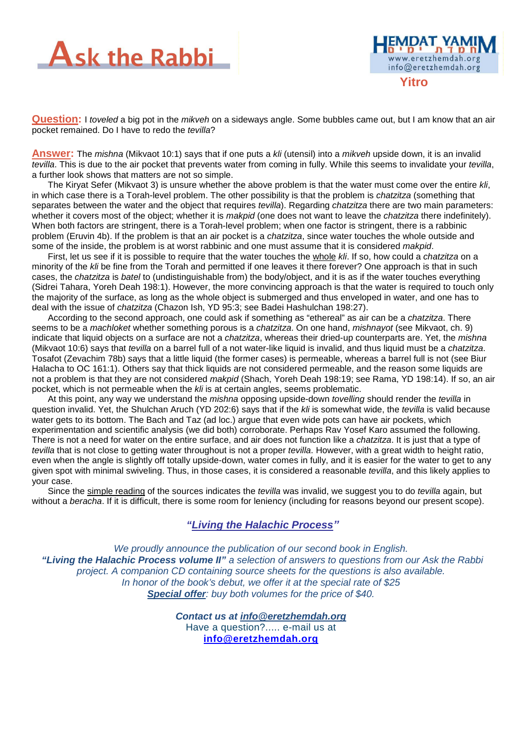# Ask the Rabbi

**Yitro**

**Question:** I *toveled* a big pot in the *mikveh* on a sideways angle. Some bubbles came out, but I am know that an air pocket remained. Do I have to redo the *tevilla*?

**Answer:** The *mishna* (Mikvaot 10:1) says that if one puts a *kli* (utensil) into a *mikveh* upside down, it is an invalid *tevilla*. This is due to the air pocket that prevents water from coming in fully. While this seems to invalidate your *tevilla*, a further look shows that matters are not so simple.

The Kiryat Sefer (Mikvaot 3) is unsure whether the above problem is that the water must come over the entire *kli*, in which case there is a Torah-level problem. The other possibility is that the problem is *chatzitza* (something that separates between the water and the object that requires *tevilla*). Regarding *chatzitza* there are two main parameters: whether it covers most of the object; whether it is *makpid* (one does not want to leave the *chatzitza* there indefinitely). When both factors are stringent, there is a Torah-level problem; when one factor is stringent, there is a rabbinic problem (Eruvin 4b). If the problem is that an air pocket is a *chatzitza*, since water touches the whole outside and some of the inside, the problem is at worst rabbinic and one must assume that it is considered *makpid*.

First, let us see if it is possible to require that the water touches the whole *kli*. If so, how could a *chatzitza* on a minority of the *kli* be fine from the Torah and permitted if one leaves it there forever? One approach is that in such cases, the *chatzitza* is *batel* to (undistinguishable from) the body/object, and it is as if the water touches everything (Sidrei Tahara, Yoreh Deah 198:1). However, the more convincing approach is that the water is required to touch only the majority of the surface, as long as the whole object is submerged and thus enveloped in water, and one has to deal with the issue of *chatzitza* (Chazon Ish, YD 95:3; see Badei Hashulchan 198:27).

According to the second approach, one could ask if something as "ethereal" as air can be a *chatzitza*. There seems to be a *machloket* whether something porous is a *chatzitza*. On one hand, *mishnayot* (see Mikvaot, ch. 9) indicate that liquid objects on a surface are not a *chatzitza*, whereas their dried-up counterparts are. Yet, the *mishna* (Mikvaot 10:6) says that *tevilla* on a barrel full of a not water-like liquid is invalid, and thus liquid must be a *chatzitza*. Tosafot (Zevachim 78b) says that a little liquid (the former cases) is permeable, whereas a barrel full is not (see Biur Halacha to OC 161:1). Others say that thick liquids are not considered permeable, and the reason some liquids are not a problem is that they are not considered *makpid* (Shach, Yoreh Deah 198:19; see Rama, YD 198:14). If so, an air pocket, which is not permeable when the *kli* is at certain angles, seems problematic.

At this point, any way we understand the *mishna* opposing upside-down *tovelling* should render the *tevilla* in question invalid. Yet, the Shulchan Aruch (YD 202:6) says that if the *kli* is somewhat wide, the *tevilla* is valid because water gets to its bottom. The Bach and Taz (ad loc.) argue that even wide pots can have air pockets, which experimentation and scientific analysis (we did both) corroborate. Perhaps Rav Yosef Karo assumed the following. There is not a need for water on the entire surface, and air does not function like a *chatzitza*. It is just that a type of *tevilla* that is not close to getting water throughout is not a proper *tevilla*. However, with a great width to height ratio, even when the angle is slightly off totally upside-down, water comes in fully, and it is easier for the water to get to any given spot with minimal swiveling. Thus, in those cases, it is considered a reasonable *tevilla*, and this likely applies to your case.

Since the simple reading of the sources indicates the *tevilla* was invalid, we suggest you to do *tevilla* again, but without a *beracha*. If it is difficult, there is some room for leniency (including for reasons beyond our present scope).

## *"Living the Halachic Process"*

*We proudly announce the publication of our second book in English.*
***"Living the Halachic Process volume II"*** *a selection of answers to questions from our Ask the Rabbi project. A companion CD containing source sheets for the questions is also available.*
*In honor of the book's debut, we offer it at the special rate of $25*
***Special offer****: buy both volumes for the price of $40.*

***Contact us at info@eretzhemdah.org***
Have a question?..... e-mail us at
**info@eretzhemdah.org**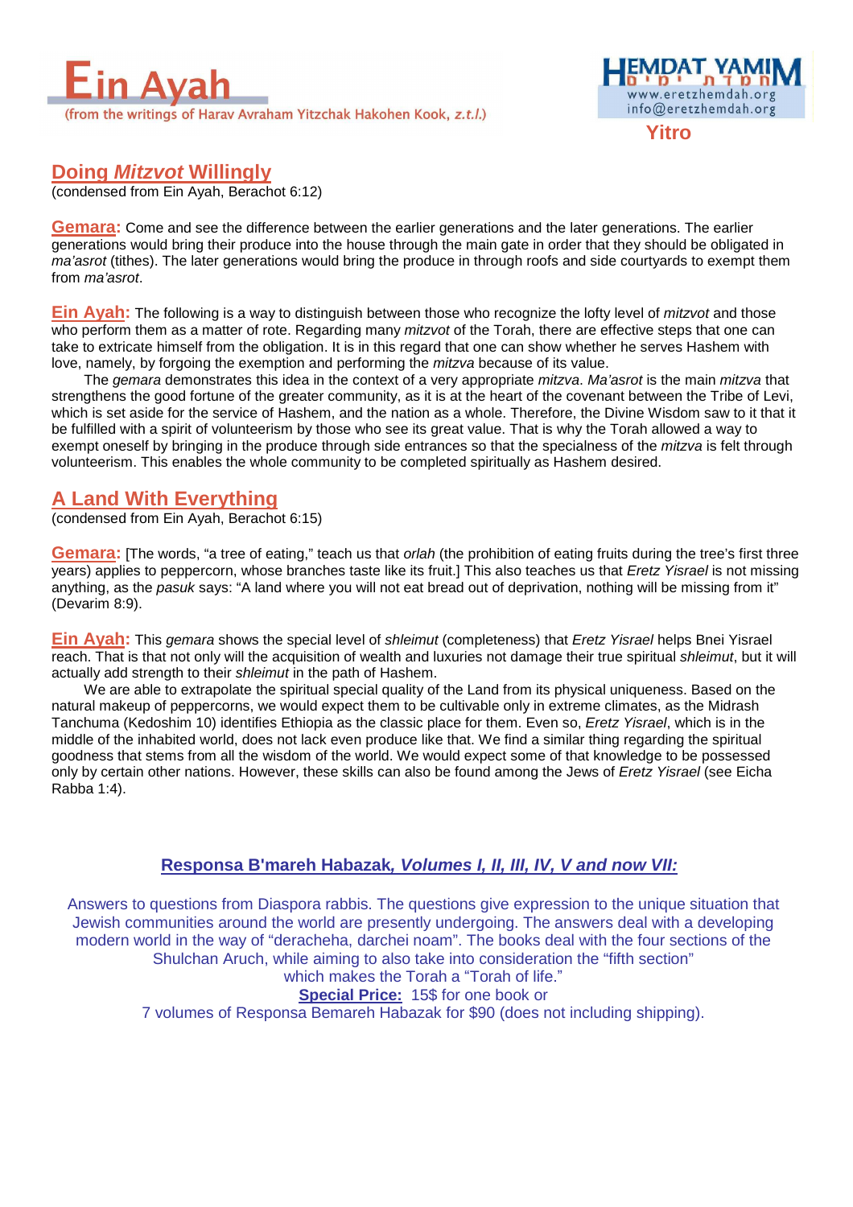# Ein Ayah

(from the writings of Harav Avraham Yitzchak Hakohen Kook, *z.t.l.*)

Yitro

## Doing *Mitzvot* Willingly

(condensed from Ein Ayah, Berachot 6:12)

**Gemara:** Come and see the difference between the earlier generations and the later generations. The earlier generations would bring their produce into the house through the main gate in order that they should be obligated in *ma'asrot* (tithes). The later generations would bring the produce in through roofs and side courtyards to exempt them from *ma'asrot*.

**Ein Ayah:** The following is a way to distinguish between those who recognize the lofty level of *mitzvot* and those who perform them as a matter of rote. Regarding many *mitzvot* of the Torah, there are effective steps that one can take to extricate himself from the obligation. It is in this regard that one can show whether he serves Hashem with love, namely, by forgoing the exemption and performing the *mitzva* because of its value.

The *gemara* demonstrates this idea in the context of a very appropriate *mitzva*. *Ma'asrot* is the main *mitzva* that strengthens the good fortune of the greater community, as it is at the heart of the covenant between the Tribe of Levi, which is set aside for the service of Hashem, and the nation as a whole. Therefore, the Divine Wisdom saw to it that it be fulfilled with a spirit of volunteerism by those who see its great value. That is why the Torah allowed a way to exempt oneself by bringing in the produce through side entrances so that the specialness of the *mitzva* is felt through volunteerism. This enables the whole community to be completed spiritually as Hashem desired.

## A Land With Everything

(condensed from Ein Ayah, Berachot 6:15)

**Gemara:** [The words, "a tree of eating," teach us that *orlah* (the prohibition of eating fruits during the tree's first three years) applies to peppercorn, whose branches taste like its fruit.] This also teaches us that *Eretz Yisrael* is not missing anything, as the *pasuk* says: "A land where you will not eat bread out of deprivation, nothing will be missing from it" (Devarim 8:9).

**Ein Ayah:** This *gemara* shows the special level of *shleimut* (completeness) that *Eretz Yisrael* helps Bnei Yisrael reach. That is that not only will the acquisition of wealth and luxuries not damage their true spiritual *shleimut*, but it will actually add strength to their *shleimut* in the path of Hashem.

We are able to extrapolate the spiritual special quality of the Land from its physical uniqueness. Based on the natural makeup of peppercorns, we would expect them to be cultivable only in extreme climates, as the Midrash Tanchuma (Kedoshim 10) identifies Ethiopia as the classic place for them. Even so, *Eretz Yisrael*, which is in the middle of the inhabited world, does not lack even produce like that. We find a similar thing regarding the spiritual goodness that stems from all the wisdom of the world. We would expect some of that knowledge to be possessed only by certain other nations. However, these skills can also be found among the Jews of *Eretz Yisrael* (see Eicha Rabba 1:4).

---

**Responsa B'mareh Habazak, *Volumes I, II, III, IV, V and now VII:***

Answers to questions from Diaspora rabbis. The questions give expression to the unique situation that Jewish communities around the world are presently undergoing. The answers deal with a developing modern world in the way of "deracheha, darchei noam". The books deal with the four sections of the Shulchan Aruch, while aiming to also take into consideration the "fifth section" which makes the Torah a "Torah of life."

**Special Price:** 15$ for one book or 7 volumes of Responsa Bemareh Habazak for $90 (does not including shipping).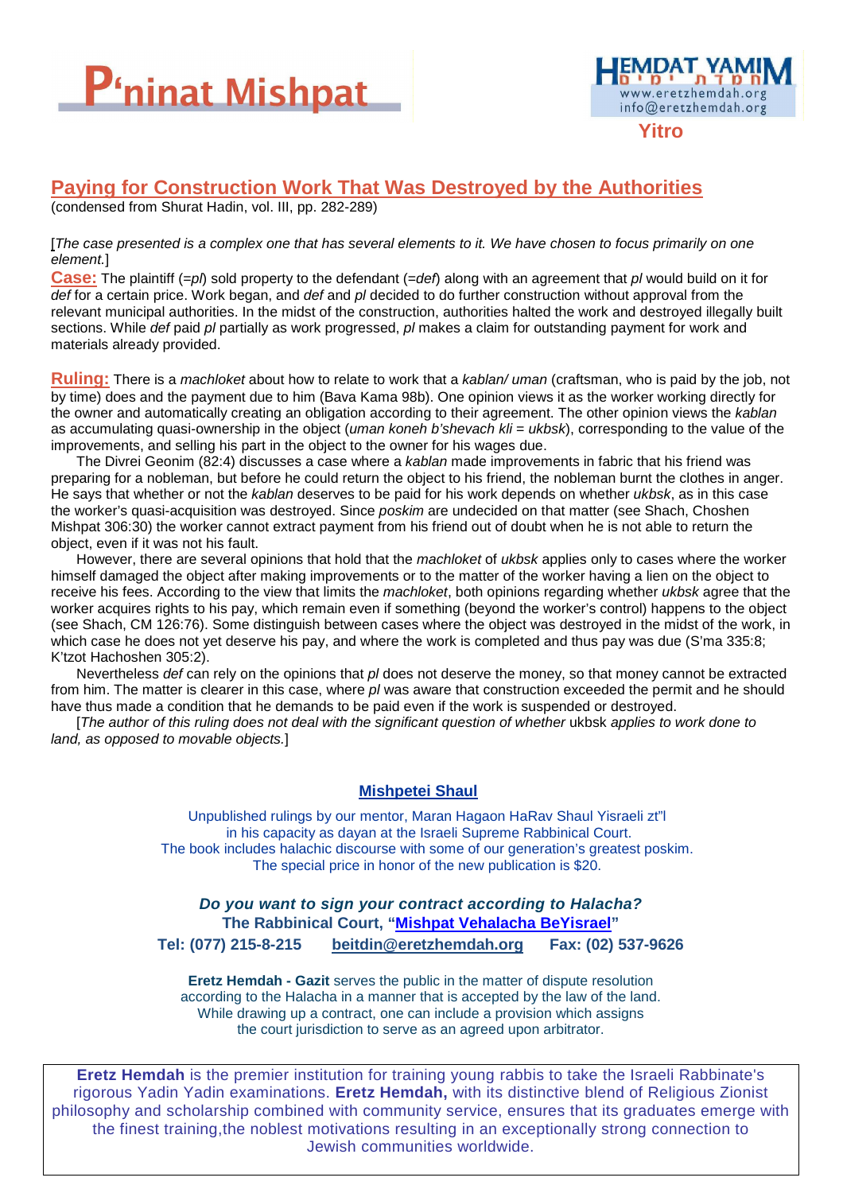# P'ninat Mishpat

**HEMDAT YAMIM**
www.eretzhemdah.org
info@eretzhemdah.org

**Yitro**

## Paying for Construction Work That Was Destroyed by the Authorities

(condensed from Shurat Hadin, vol. III, pp. 282-289)

[*The case presented is a complex one that has several elements to it. We have chosen to focus primarily on one element.*]

**Case:** The plaintiff (=*pl*) sold property to the defendant (=*def*) along with an agreement that *pl* would build on it for *def* for a certain price. Work began, and *def* and *pl* decided to do further construction without approval from the relevant municipal authorities. In the midst of the construction, authorities halted the work and destroyed illegally built sections. While *def* paid *pl* partially as work progressed, *pl* makes a claim for outstanding payment for work and materials already provided.

**Ruling:** There is a *machloket* about how to relate to work that a *kablan/ uman* (craftsman, who is paid by the job, not by time) does and the payment due to him (Bava Kama 98b). One opinion views it as the worker working directly for the owner and automatically creating an obligation according to their agreement. The other opinion views the *kablan* as accumulating quasi-ownership in the object (*uman koneh b'shevach kli* = *ukbsk*), corresponding to the value of the improvements, and selling his part in the object to the owner for his wages due.

The Divrei Geonim (82:4) discusses a case where a *kablan* made improvements in fabric that his friend was preparing for a nobleman, but before he could return the object to his friend, the nobleman burnt the clothes in anger. He says that whether or not the *kablan* deserves to be paid for his work depends on whether *ukbsk*, as in this case the worker's quasi-acquisition was destroyed. Since *poskim* are undecided on that matter (see Shach, Choshen Mishpat 306:30) the worker cannot extract payment from his friend out of doubt when he is not able to return the object, even if it was not his fault.

However, there are several opinions that hold that the *machloket* of *ukbsk* applies only to cases where the worker himself damaged the object after making improvements or to the matter of the worker having a lien on the object to receive his fees. According to the view that limits the *machloket*, both opinions regarding whether *ukbsk* agree that the worker acquires rights to his pay, which remain even if something (beyond the worker's control) happens to the object (see Shach, CM 126:76). Some distinguish between cases where the object was destroyed in the midst of the work, in which case he does not yet deserve his pay, and where the work is completed and thus pay was due (S'ma 335:8; K'tzot Hachoshen 305:2).

Nevertheless *def* can rely on the opinions that *pl* does not deserve the money, so that money cannot be extracted from him. The matter is clearer in this case, where *pl* was aware that construction exceeded the permit and he should have thus made a condition that he demands to be paid even if the work is suspended or destroyed.

[*The author of this ruling does not deal with the significant question of whether* ukbsk *applies to work done to land, as opposed to movable objects.*]

**Mishpetei Shaul**

Unpublished rulings by our mentor, Maran Hagaon HaRav Shaul Yisraeli zt"l
in his capacity as dayan at the Israeli Supreme Rabbinical Court.
The book includes halachic discourse with some of our generation's greatest poskim.
The special price in honor of the new publication is $20.

***Do you want to sign your contract according to Halacha?***
**The Rabbinical Court, "Mishpat Vehalacha BeYisrael"**
**Tel: (077) 215-8-215   beitdin@eretzhemdah.org   Fax: (02) 537-9626**

**Eretz Hemdah - Gazit** serves the public in the matter of dispute resolution according to the Halacha in a manner that is accepted by the law of the land. While drawing up a contract, one can include a provision which assigns the court jurisdiction to serve as an agreed upon arbitrator.

**Eretz Hemdah** is the premier institution for training young rabbis to take the Israeli Rabbinate's rigorous Yadin Yadin examinations. **Eretz Hemdah,** with its distinctive blend of Religious Zionist philosophy and scholarship combined with community service, ensures that its graduates emerge with the finest training,the noblest motivations resulting in an exceptionally strong connection to Jewish communities worldwide.